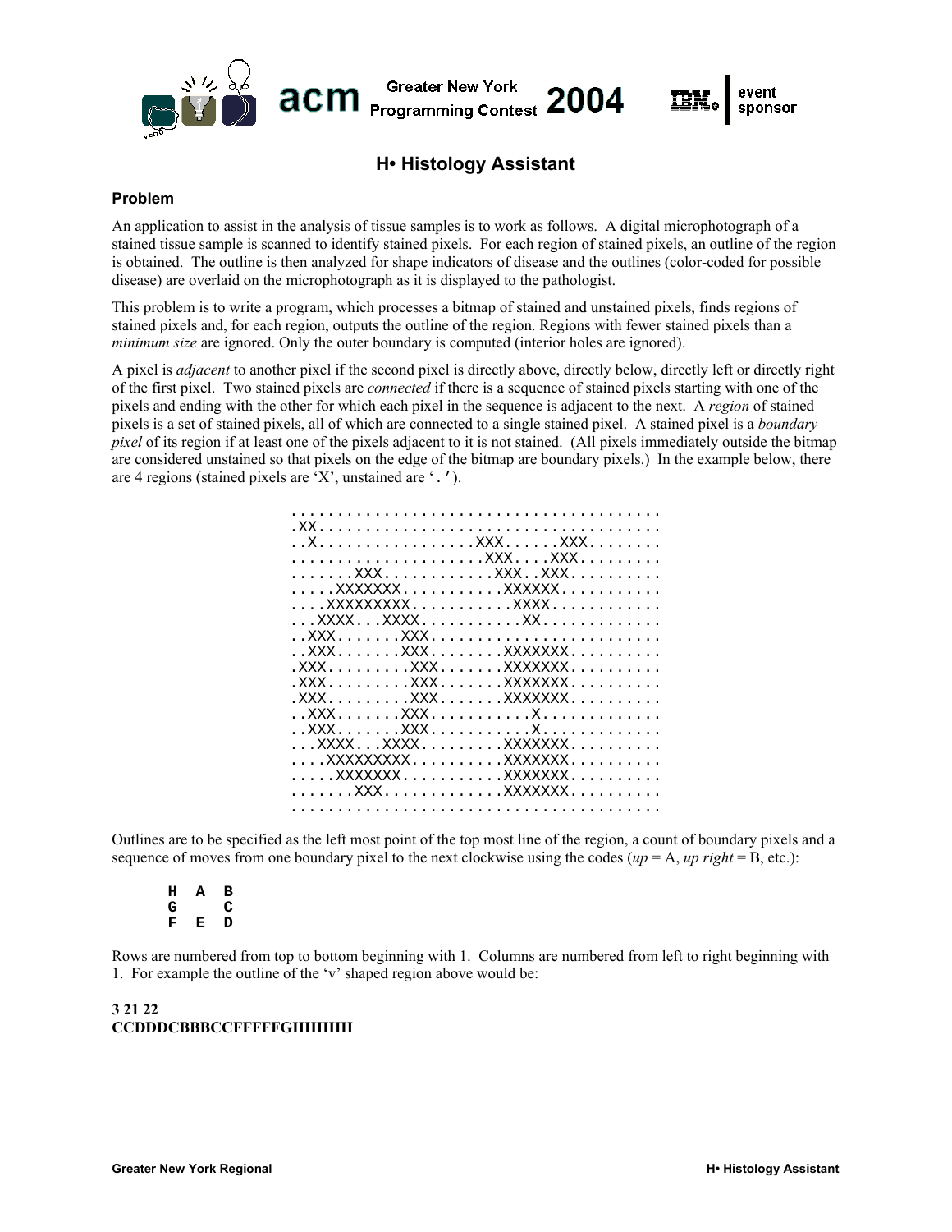# H• Histology Assistant

## Problem

An application to assist in the analysis of tissue samples is to work as follows. A digital microphotograph of a stained tissue sample is scanned to identify stained pixels. For each region of stained pixels, an outline of the region is obtained. The outline is then analyzed for shape indicators of disease and the outlines (color-coded for possible disease) are overlaid on the microphotograph as it is displayed to the pathologist.

This problem is to write a program, which processes a bitmap of stained and unstained pixels, finds regions of stained pixels and, for each region, outputs the outline of the region. Regions with fewer stained pixels than a *minimum size* are ignored. Only the outer boundary is computed (interior holes are ignored).

A pixel is *adjacent* to another pixel if the second pixel is directly above, directly below, directly left or directly right of the first pixel. Two stained pixels are *connected* if there is a sequence of stained pixels starting with one of the pixels and ending with the other for which each pixel in the sequence is adjacent to the next. A *region* of stained pixels is a set of stained pixels, all of which are connected to a single stained pixel. A stained pixel is a *boundary pixel* of its region if at least one of the pixels adjacent to it is not stained. (All pixels immediately outside the bitmap are considered unstained so that pixels on the edge of the bitmap are boundary pixels.) In the example below, there are 4 regions (stained pixels are 'X', unstained are '.').

```
........................................
.XX.....................................
..X.................XXX......XXX........
.....................XXX....XXX.........
.......XXX............XXX..XXX..........
.....XXXXXXX...........XXXXXX...........
....XXXXXXXXX...........XXXX............
...XXXX...XXXX...........XX.............
..XXX.......XXX.........................
..XXX.......XXX........XXXXXXX..........
.XXX.........XXX.......XXXXXXX..........
.XXX.........XXX.......XXXXXXX..........
.XXX.........XXX.......XXXXXXX..........
..XXX.......XXX...........X.............
..XXX.......XXX...........X.............
...XXXX...XXXX.........XXXXXXX..........
....XXXXXXXXX..........XXXXXXX..........
.....XXXXXXX...........XXXXXXX..........
.......XXX.............XXXXXXX..........
........................................
```

Outlines are to be specified as the left most point of the top most line of the region, a count of boundary pixels and a sequence of moves from one boundary pixel to the next clockwise using the codes (*up* = A, *up right* = B, etc.):

```
H A B
G   C
F E D
```

Rows are numbered from top to bottom beginning with 1. Columns are numbered from left to right beginning with 1. For example the outline of the 'v' shaped region above would be:

**3 21 22**
**CCDDDCBBBCCFFFFFGHHHHH**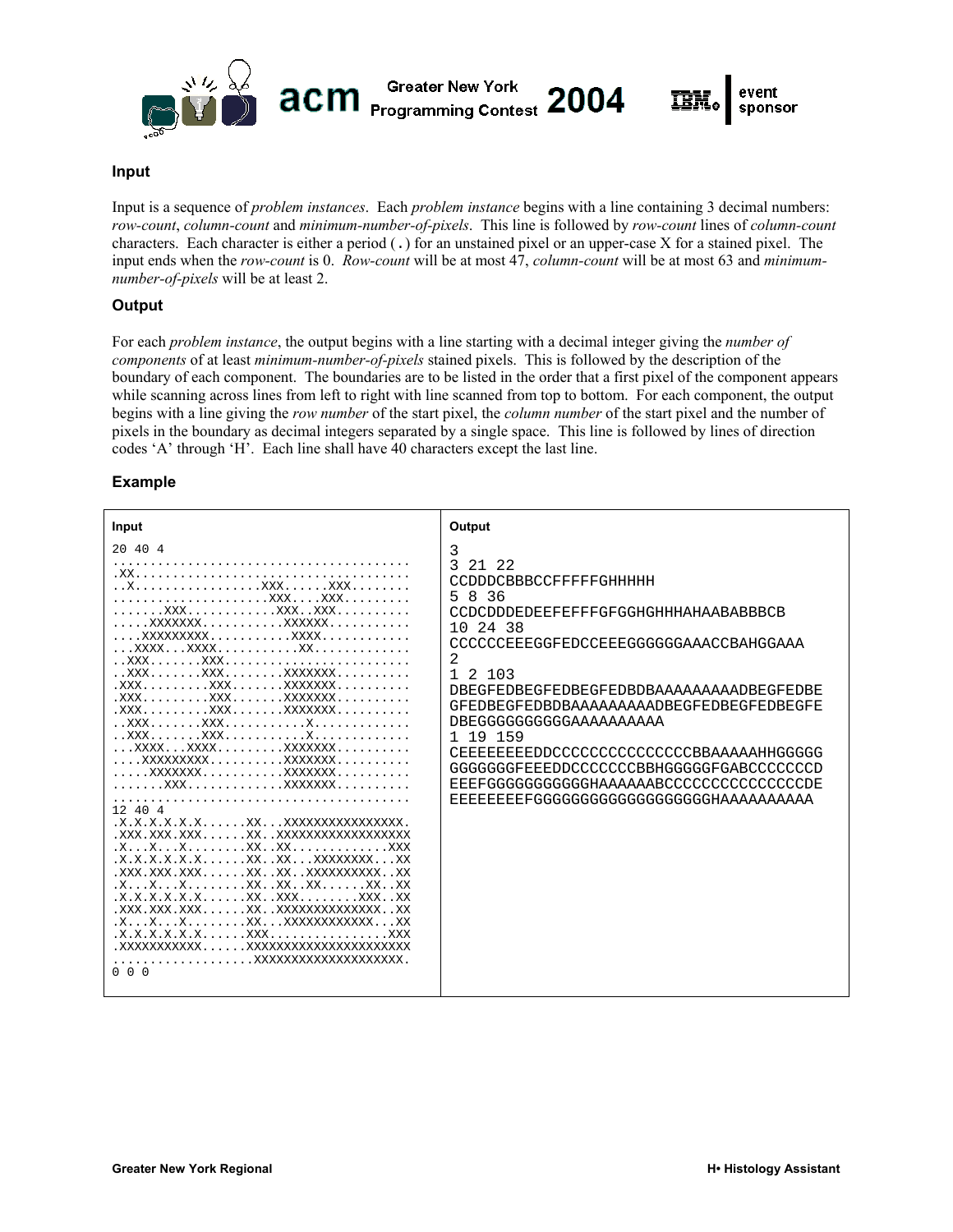### Input

Input is a sequence of *problem instances*. Each *problem instance* begins with a line containing 3 decimal numbers: *row-count*, *column-count* and *minimum-number-of-pixels*. This line is followed by *row-count* lines of *column-count* characters. Each character is either a period (.) for an unstained pixel or an upper-case X for a stained pixel. The input ends when the *row-count* is 0. *Row-count* will be at most 47, *column-count* will be at most 63 and *minimum-number-of-pixels* will be at least 2.

### Output

For each *problem instance*, the output begins with a line starting with a decimal integer giving the *number of components* of at least *minimum-number-of-pixels* stained pixels. This is followed by the description of the boundary of each component. The boundaries are to be listed in the order that a first pixel of the component appears while scanning across lines from left to right with line scanned from top to bottom. For each component, the output begins with a line giving the *row number* of the start pixel, the *column number* of the start pixel and the number of pixels in the boundary as decimal integers separated by a single space. This line is followed by lines of direction codes 'A' through 'H'. Each line shall have 40 characters except the last line.

### Example

**Input**

```
20 40 4
........................................
.XX.....................................
..X.................XXX......XXX........
.....................XXX....XXX.........
.......XXX............XXX..XXX..........
.....XXXXXXX...........XXXXXX...........
....XXXXXXXXX...........XXXX............
...XXXX...XXXX...........XX.............
..XXX.......XXX.........................
..XXX.......XXX........XXXXXXX..........
.XXX.........XXX.......XXXXXXX..........
.XXX.........XXX.......XXXXXXX..........
.XXX.........XXX.......XXXXXXX..........
..XXX.......XXX...........X.............
..XXX.......XXX...........X.............
...XXXX...XXXX.........XXXXXXX..........
....XXXXXXXXX..........XXXXXXX..........
.....XXXXXXX...........XXXXXXX..........
.......XXX.............XXXXXXX..........
........................................
12 40 4
.X.X.X.X.X.X......XX...XXXXXXXXXXXXXXXX.
.XXX.XXX.XXX......XX..XXXXXXXXXXXXXXXXXX
.X...X...X........XX..XX.............XXX
.X.X.X.X.X.X......XX..XX...XXXXXXXX...XX
.XXX.XXX.XXX......XX..XX..XXXXXXXXXX..XX
.X...X...X........XX..XX..XX......XX..XX
.X.X.X.X.X.X......XX..XXX........XXX..XX
.XXX.XXX.XXX......XX..XXXXXXXXXXXXXX..XX
.X...X...X........XX...XXXXXXXXXXXX...XX
.X.X.X.X.X.X......XXX................XXX
.XXXXXXXXXXX......XXXXXXXXXXXXXXXXXXXXXX
...................XXXXXXXXXXXXXXXXXXXX.
0 0 0
```

**Output**

```
3
3 21 22
CCDDDCBBBCCFFFFFGHHHHH
5 8 36
CCDCDDDEDEEFEFFFGFGGHGHHHAHAABABBBCB
10 24 38
CCCCCCEEEGGFEDCCEEEGGGGGGAAACCBAHGGAAA
2
1 2 103
DBEGFEDBEGFEDBEGFEDBDBAAAAAAAAADBEGFEDBE
GFEDBEGFEDBDBAAAAAAAAADBEGFEDBEGFEDBEGFE
DBEGGGGGGGGGGAAAAAAAAAA
1 19 159
CEEEEEEEEDDCCCCCCCCCCCCCCBBAAAAAHHGGGGG
GGGGGGGFEEEDDCCCCCCCBBHGGGGGFGABCCCCCCCD
EEEFGGGGGGGGGGGHAAAAAABCCCCCCCCCCCCCCCDE
EEEEEEEEFGGGGGGGGGGGGGGGGGGGHAAAAAAAAAA
```